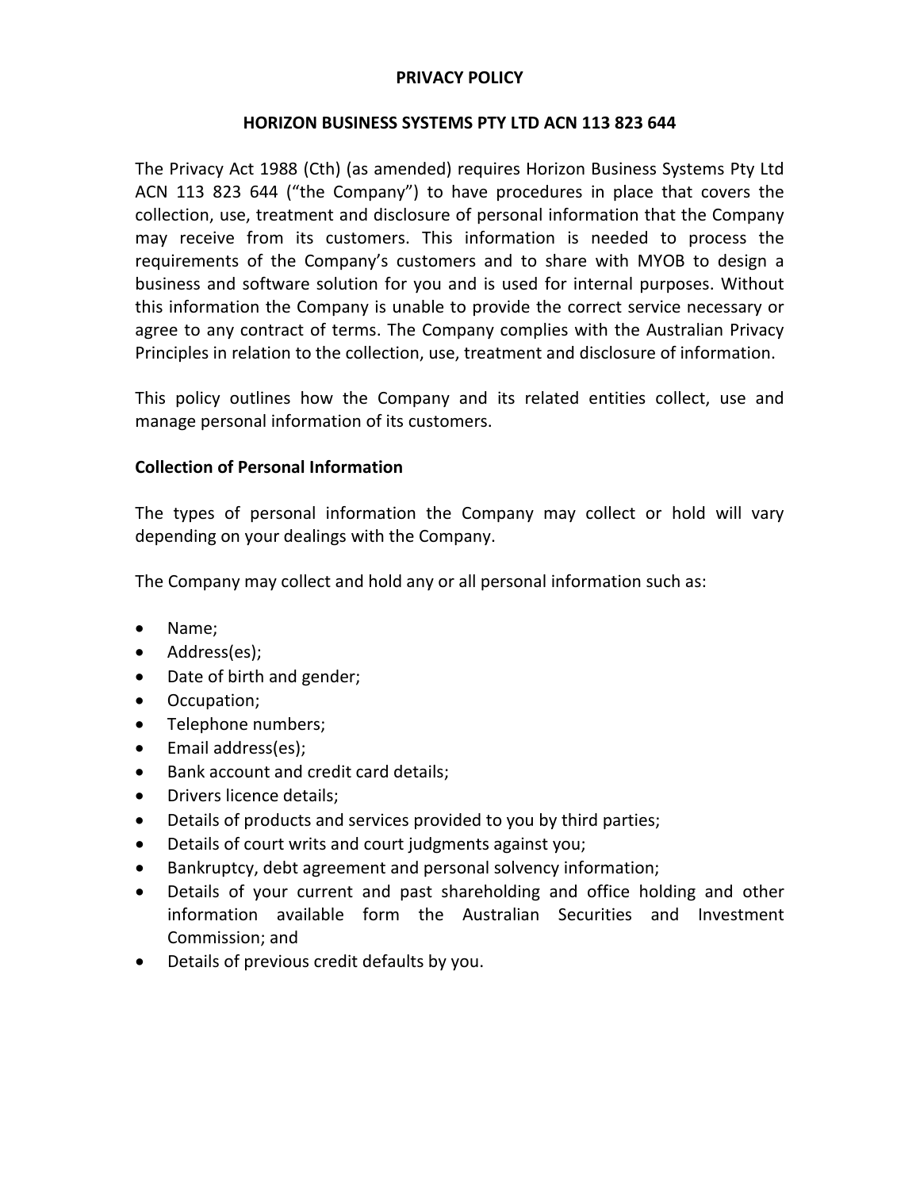# PRIVACY POLICY

## HORIZON BUSINESS SYSTEMS PTY LTD ACN 113 823 644

The Privacy Act 1988 (Cth) (as amended) requires Horizon Business Systems Pty Ltd ACN 113 823 644 ("the Company") to have procedures in place that covers the collection, use, treatment and disclosure of personal information that the Company may receive from its customers. This information is needed to process the requirements of the Company's customers and to share with MYOB to design a business and software solution for you and is used for internal purposes. Without this information the Company is unable to provide the correct service necessary or agree to any contract of terms. The Company complies with the Australian Privacy Principles in relation to the collection, use, treatment and disclosure of information.

This policy outlines how the Company and its related entities collect, use and manage personal information of its customers.

### Collection of Personal Information

The types of personal information the Company may collect or hold will vary depending on your dealings with the Company.

The Company may collect and hold any or all personal information such as:

- Name;
- Address(es);
- Date of birth and gender;
- Occupation;
- Telephone numbers;
- Email address(es);
- Bank account and credit card details;
- Drivers licence details;
- Details of products and services provided to you by third parties;
- Details of court writs and court judgments against you;
- Bankruptcy, debt agreement and personal solvency information;
- Details of your current and past shareholding and office holding and other information available form the Australian Securities and Investment Commission; and
- Details of previous credit defaults by you.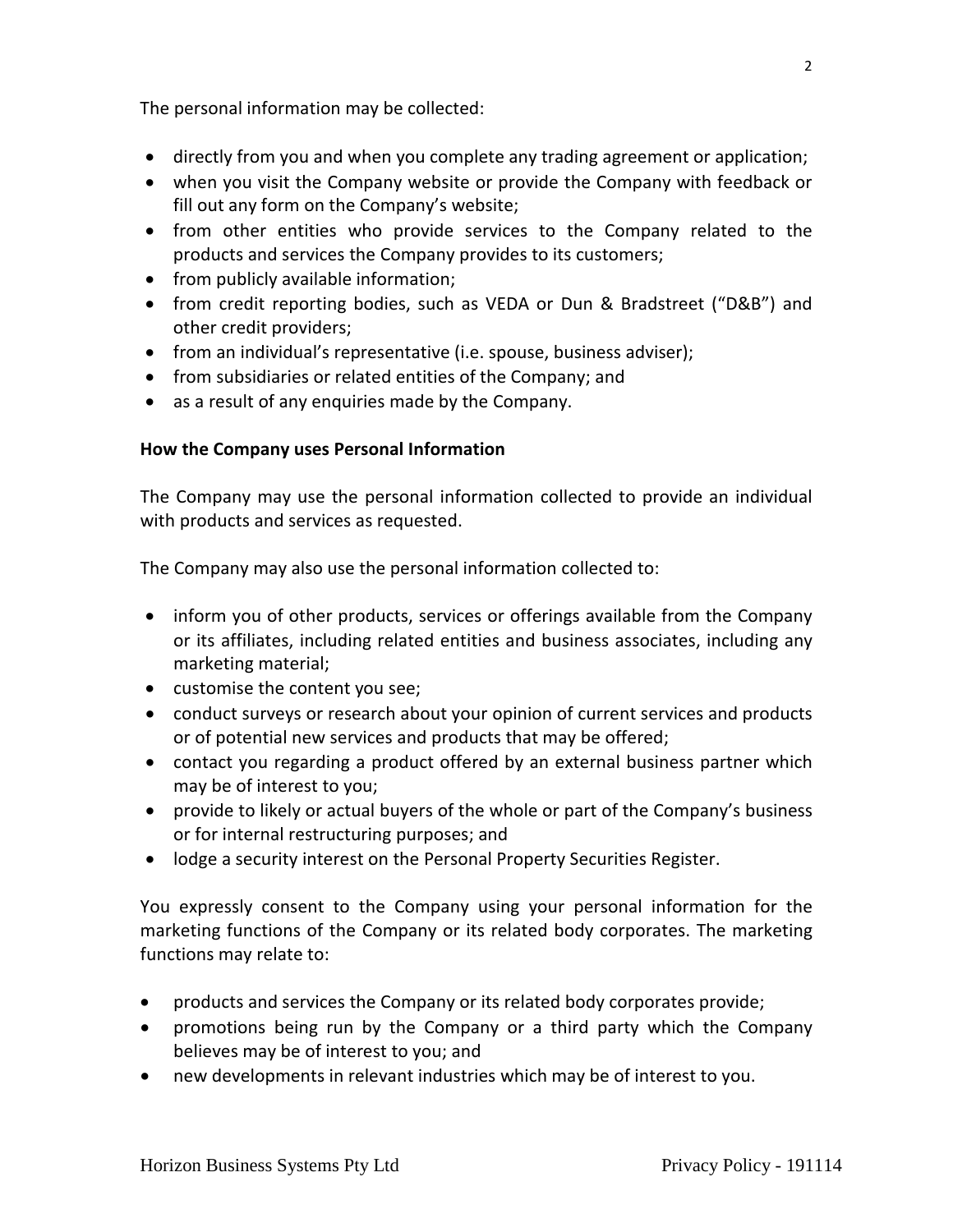The personal information may be collected:

- directly from you and when you complete any trading agreement or application;
- when you visit the Company website or provide the Company with feedback or fill out any form on the Company's website;
- from other entities who provide services to the Company related to the products and services the Company provides to its customers;
- from publicly available information;
- from credit reporting bodies, such as VEDA or Dun & Bradstreet ("D&B") and other credit providers;
- from an individual's representative (i.e. spouse, business adviser);
- from subsidiaries or related entities of the Company; and
- as a result of any enquiries made by the Company.

**How the Company uses Personal Information**

The Company may use the personal information collected to provide an individual with products and services as requested.

The Company may also use the personal information collected to:

- inform you of other products, services or offerings available from the Company or its affiliates, including related entities and business associates, including any marketing material;
- customise the content you see;
- conduct surveys or research about your opinion of current services and products or of potential new services and products that may be offered;
- contact you regarding a product offered by an external business partner which may be of interest to you;
- provide to likely or actual buyers of the whole or part of the Company's business or for internal restructuring purposes; and
- lodge a security interest on the Personal Property Securities Register.

You expressly consent to the Company using your personal information for the marketing functions of the Company or its related body corporates. The marketing functions may relate to:

- products and services the Company or its related body corporates provide;
- promotions being run by the Company or a third party which the Company believes may be of interest to you; and
- new developments in relevant industries which may be of interest to you.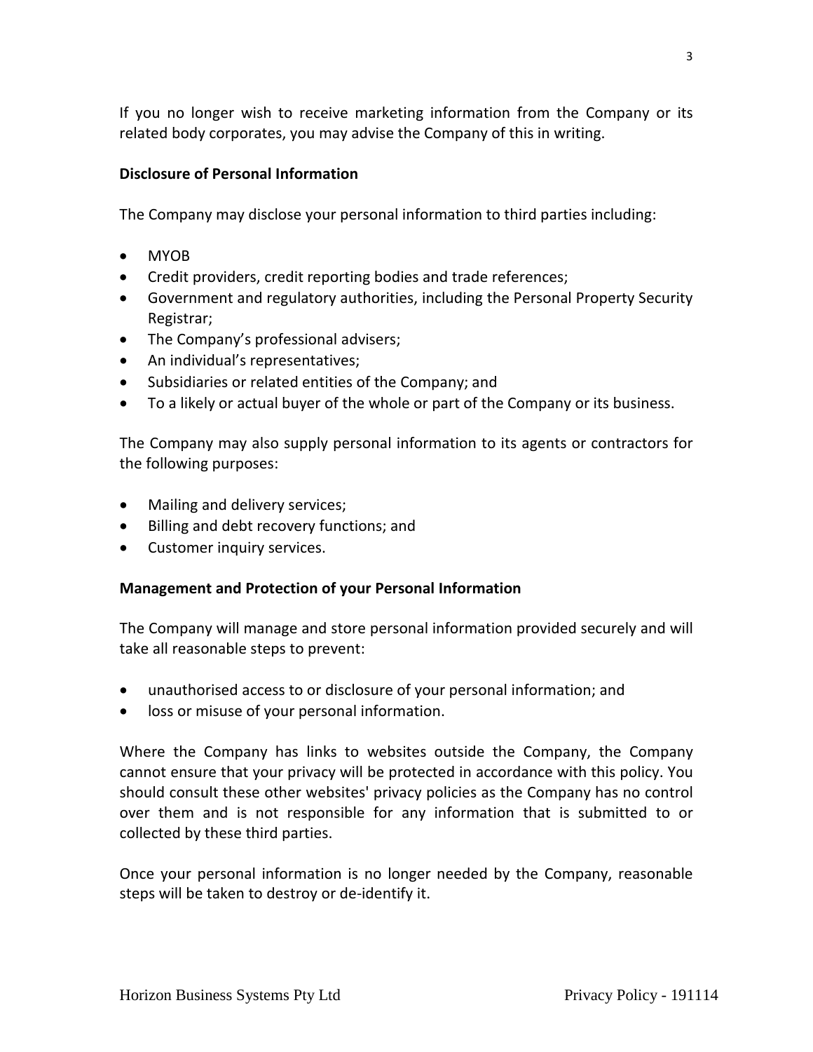If you no longer wish to receive marketing information from the Company or its related body corporates, you may advise the Company of this in writing.

**Disclosure of Personal Information**

The Company may disclose your personal information to third parties including:

- MYOB
- Credit providers, credit reporting bodies and trade references;
- Government and regulatory authorities, including the Personal Property Security Registrar;
- The Company's professional advisers;
- An individual's representatives;
- Subsidiaries or related entities of the Company; and
- To a likely or actual buyer of the whole or part of the Company or its business.

The Company may also supply personal information to its agents or contractors for the following purposes:

- Mailing and delivery services;
- Billing and debt recovery functions; and
- Customer inquiry services.

**Management and Protection of your Personal Information**

The Company will manage and store personal information provided securely and will take all reasonable steps to prevent:

- unauthorised access to or disclosure of your personal information; and
- loss or misuse of your personal information.

Where the Company has links to websites outside the Company, the Company cannot ensure that your privacy will be protected in accordance with this policy. You should consult these other websites' privacy policies as the Company has no control over them and is not responsible for any information that is submitted to or collected by these third parties.

Once your personal information is no longer needed by the Company, reasonable steps will be taken to destroy or de-identify it.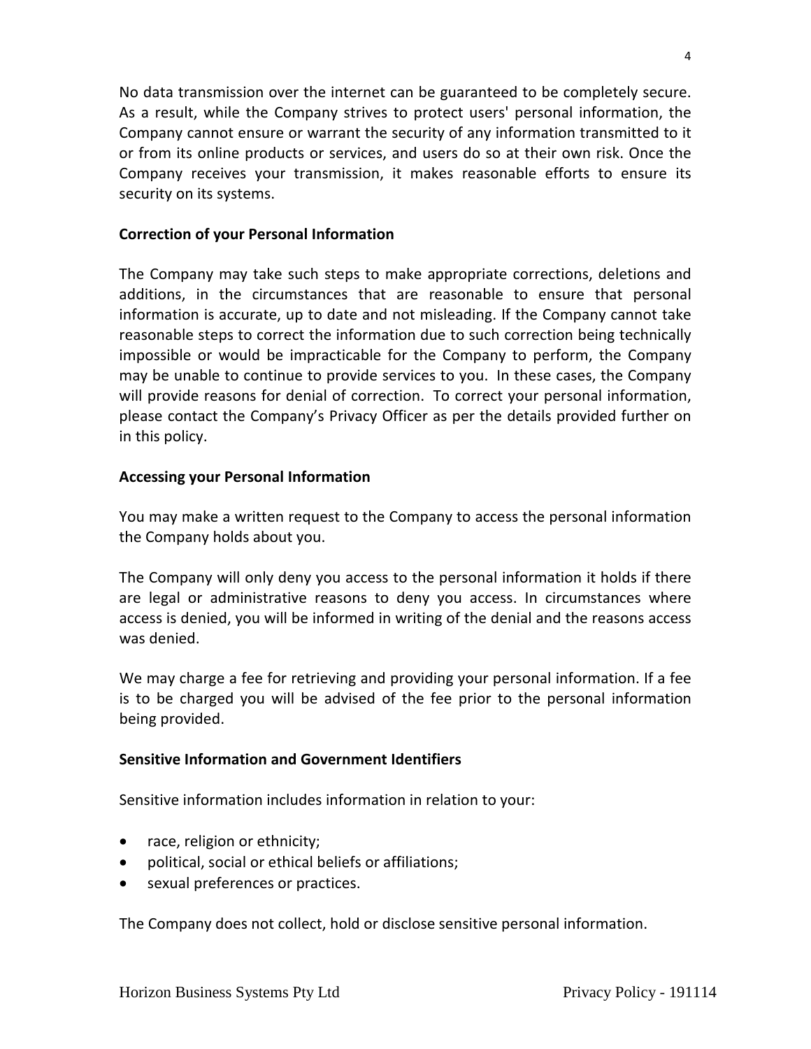No data transmission over the internet can be guaranteed to be completely secure. As a result, while the Company strives to protect users' personal information, the Company cannot ensure or warrant the security of any information transmitted to it or from its online products or services, and users do so at their own risk. Once the Company receives your transmission, it makes reasonable efforts to ensure its security on its systems.

**Correction of your Personal Information**

The Company may take such steps to make appropriate corrections, deletions and additions, in the circumstances that are reasonable to ensure that personal information is accurate, up to date and not misleading. If the Company cannot take reasonable steps to correct the information due to such correction being technically impossible or would be impracticable for the Company to perform, the Company may be unable to continue to provide services to you. In these cases, the Company will provide reasons for denial of correction. To correct your personal information, please contact the Company's Privacy Officer as per the details provided further on in this policy.

**Accessing your Personal Information**

You may make a written request to the Company to access the personal information the Company holds about you.

The Company will only deny you access to the personal information it holds if there are legal or administrative reasons to deny you access. In circumstances where access is denied, you will be informed in writing of the denial and the reasons access was denied.

We may charge a fee for retrieving and providing your personal information. If a fee is to be charged you will be advised of the fee prior to the personal information being provided.

**Sensitive Information and Government Identifiers**

Sensitive information includes information in relation to your:

- race, religion or ethnicity;
- political, social or ethical beliefs or affiliations;
- sexual preferences or practices.

The Company does not collect, hold or disclose sensitive personal information.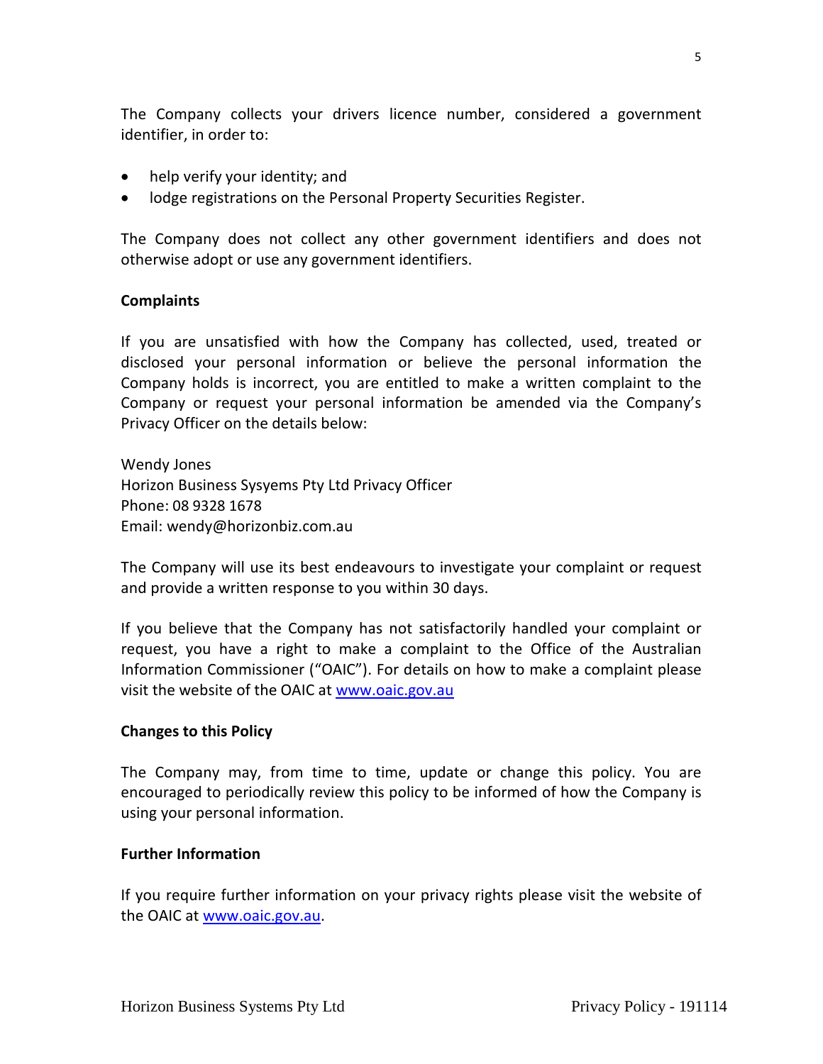The Company collects your drivers licence number, considered a government identifier, in order to:

- help verify your identity; and
- lodge registrations on the Personal Property Securities Register.

The Company does not collect any other government identifiers and does not otherwise adopt or use any government identifiers.

**Complaints**

If you are unsatisfied with how the Company has collected, used, treated or disclosed your personal information or believe the personal information the Company holds is incorrect, you are entitled to make a written complaint to the Company or request your personal information be amended via the Company's Privacy Officer on the details below:

Wendy Jones
Horizon Business Sysyems Pty Ltd Privacy Officer
Phone: 08 9328 1678
Email: wendy@horizonbiz.com.au

The Company will use its best endeavours to investigate your complaint or request and provide a written response to you within 30 days.

If you believe that the Company has not satisfactorily handled your complaint or request, you have a right to make a complaint to the Office of the Australian Information Commissioner ("OAIC"). For details on how to make a complaint please visit the website of the OAIC at www.oaic.gov.au

**Changes to this Policy**

The Company may, from time to time, update or change this policy. You are encouraged to periodically review this policy to be informed of how the Company is using your personal information.

**Further Information**

If you require further information on your privacy rights please visit the website of the OAIC at www.oaic.gov.au.